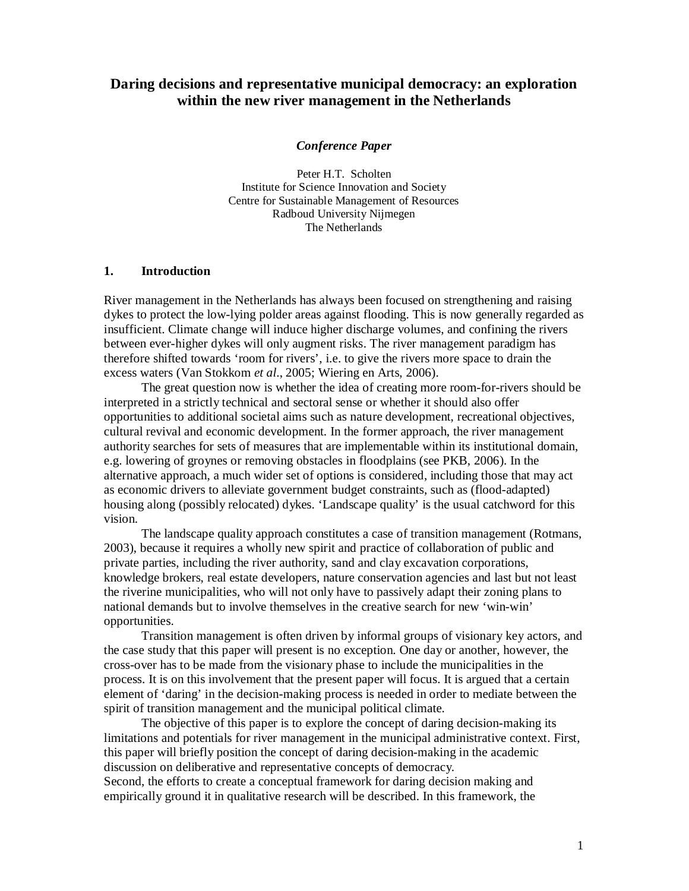# Daring decisions and representative municipal democracy: an exploration within the new river management in the Netherlands

***Conference Paper***

Peter H.T. Scholten
Institute for Science Innovation and Society
Centre for Sustainable Management of Resources
Radboud University Nijmegen
The Netherlands

## 1. Introduction

River management in the Netherlands has always been focused on strengthening and raising dykes to protect the low-lying polder areas against flooding. This is now generally regarded as insufficient. Climate change will induce higher discharge volumes, and confining the rivers between ever-higher dykes will only augment risks. The river management paradigm has therefore shifted towards 'room for rivers', i.e. to give the rivers more space to drain the excess waters (Van Stokkom *et al*., 2005; Wiering en Arts, 2006).

The great question now is whether the idea of creating more room-for-rivers should be interpreted in a strictly technical and sectoral sense or whether it should also offer opportunities to additional societal aims such as nature development, recreational objectives, cultural revival and economic development. In the former approach, the river management authority searches for sets of measures that are implementable within its institutional domain, e.g. lowering of groynes or removing obstacles in floodplains (see PKB, 2006). In the alternative approach, a much wider set of options is considered, including those that may act as economic drivers to alleviate government budget constraints, such as (flood-adapted) housing along (possibly relocated) dykes. 'Landscape quality' is the usual catchword for this vision.

The landscape quality approach constitutes a case of transition management (Rotmans, 2003), because it requires a wholly new spirit and practice of collaboration of public and private parties, including the river authority, sand and clay excavation corporations, knowledge brokers, real estate developers, nature conservation agencies and last but not least the riverine municipalities, who will not only have to passively adapt their zoning plans to national demands but to involve themselves in the creative search for new 'win-win' opportunities.

Transition management is often driven by informal groups of visionary key actors, and the case study that this paper will present is no exception. One day or another, however, the cross-over has to be made from the visionary phase to include the municipalities in the process. It is on this involvement that the present paper will focus. It is argued that a certain element of 'daring' in the decision-making process is needed in order to mediate between the spirit of transition management and the municipal political climate.

The objective of this paper is to explore the concept of daring decision-making its limitations and potentials for river management in the municipal administrative context. First, this paper will briefly position the concept of daring decision-making in the academic discussion on deliberative and representative concepts of democracy.
Second, the efforts to create a conceptual framework for daring decision making and empirically ground it in qualitative research will be described. In this framework, the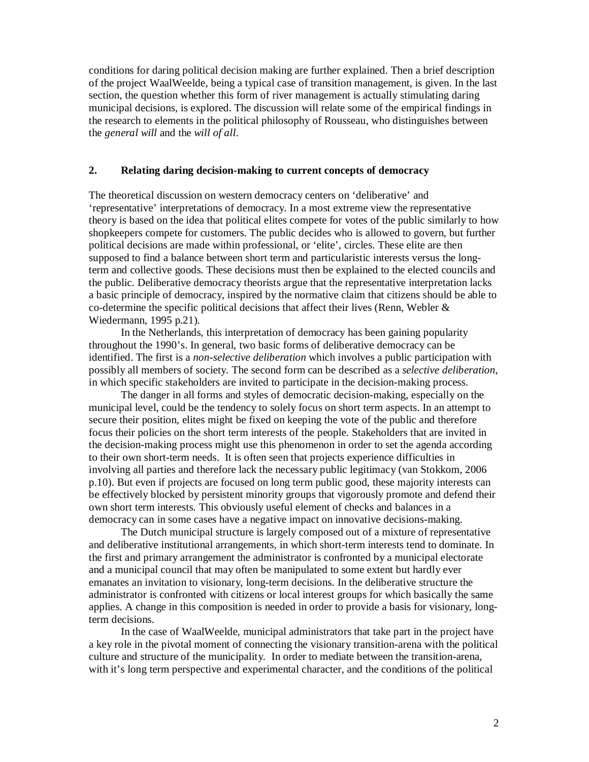conditions for daring political decision making are further explained. Then a brief description of the project WaalWeelde, being a typical case of transition management, is given. In the last section, the question whether this form of river management is actually stimulating daring municipal decisions, is explored. The discussion will relate some of the empirical findings in the research to elements in the political philosophy of Rousseau, who distinguishes between the *general will* and the *will of all*.

## 2. Relating daring decision-making to current concepts of democracy

The theoretical discussion on western democracy centers on 'deliberative' and 'representative' interpretations of democracy. In a most extreme view the representative theory is based on the idea that political elites compete for votes of the public similarly to how shopkeepers compete for customers. The public decides who is allowed to govern, but further political decisions are made within professional, or 'elite', circles. These elite are then supposed to find a balance between short term and particularistic interests versus the long-term and collective goods. These decisions must then be explained to the elected councils and the public. Deliberative democracy theorists argue that the representative interpretation lacks a basic principle of democracy, inspired by the normative claim that citizens should be able to co-determine the specific political decisions that affect their lives (Renn, Webler & Wiedermann, 1995 p.21).

In the Netherlands, this interpretation of democracy has been gaining popularity throughout the 1990's. In general, two basic forms of deliberative democracy can be identified. The first is a *non-selective deliberation* which involves a public participation with possibly all members of society. The second form can be described as a *selective deliberation*, in which specific stakeholders are invited to participate in the decision-making process.

The danger in all forms and styles of democratic decision-making, especially on the municipal level, could be the tendency to solely focus on short term aspects. In an attempt to secure their position, elites might be fixed on keeping the vote of the public and therefore focus their policies on the short term interests of the people. Stakeholders that are invited in the decision-making process might use this phenomenon in order to set the agenda according to their own short-term needs. It is often seen that projects experience difficulties in involving all parties and therefore lack the necessary public legitimacy (van Stokkom, 2006 p.10). But even if projects are focused on long term public good, these majority interests can be effectively blocked by persistent minority groups that vigorously promote and defend their own short term interests. This obviously useful element of checks and balances in a democracy can in some cases have a negative impact on innovative decisions-making.

The Dutch municipal structure is largely composed out of a mixture of representative and deliberative institutional arrangements, in which short-term interests tend to dominate. In the first and primary arrangement the administrator is confronted by a municipal electorate and a municipal council that may often be manipulated to some extent but hardly ever emanates an invitation to visionary, long-term decisions. In the deliberative structure the administrator is confronted with citizens or local interest groups for which basically the same applies. A change in this composition is needed in order to provide a basis for visionary, long-term decisions.

In the case of WaalWeelde, municipal administrators that take part in the project have a key role in the pivotal moment of connecting the visionary transition-arena with the political culture and structure of the municipality. In order to mediate between the transition-arena, with it's long term perspective and experimental character, and the conditions of the political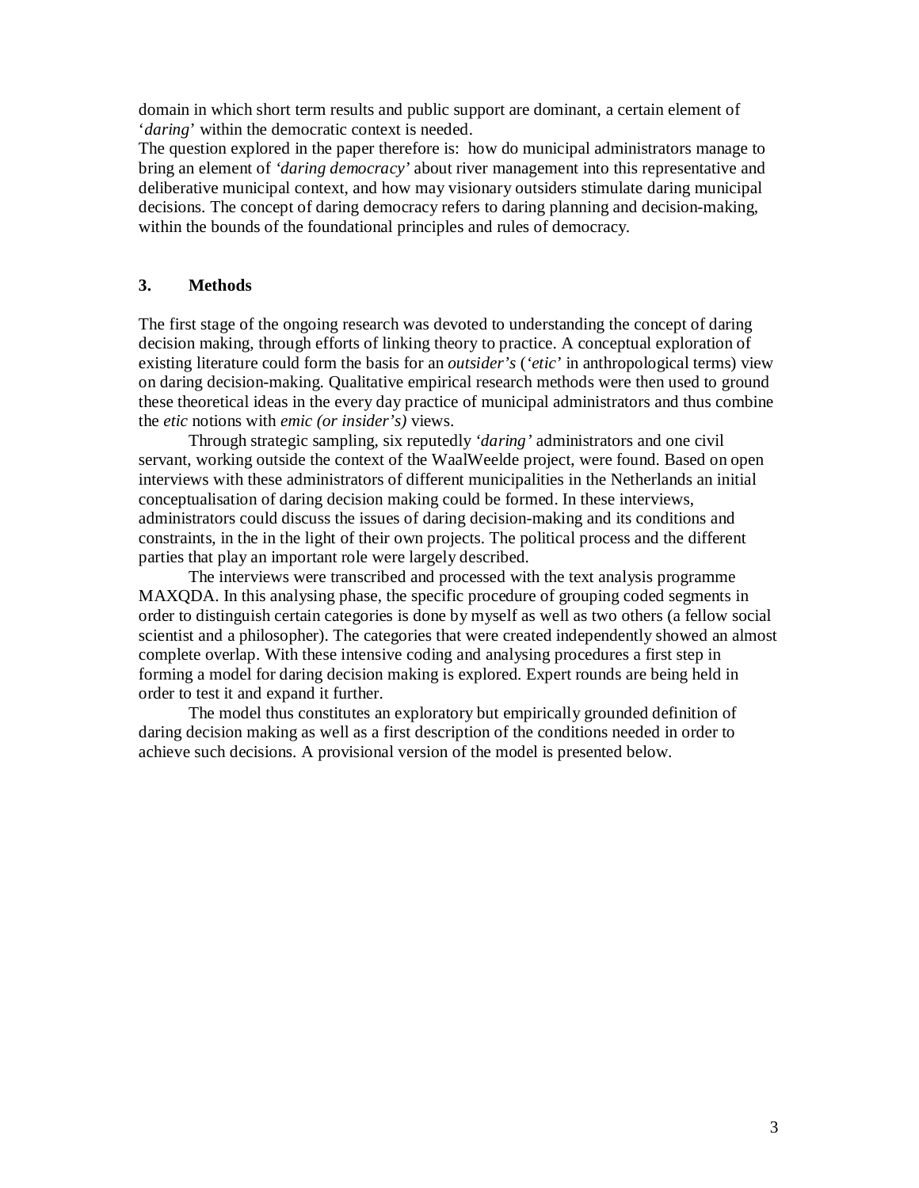domain in which short term results and public support are dominant, a certain element of '*daring*' within the democratic context is needed.
The question explored in the paper therefore is: how do municipal administrators manage to bring an element of *'daring democracy'* about river management into this representative and deliberative municipal context, and how may visionary outsiders stimulate daring municipal decisions. The concept of daring democracy refers to daring planning and decision-making, within the bounds of the foundational principles and rules of democracy.

## 3. Methods

The first stage of the ongoing research was devoted to understanding the concept of daring decision making, through efforts of linking theory to practice. A conceptual exploration of existing literature could form the basis for an *outsider's* ('*etic*' in anthropological terms) view on daring decision-making. Qualitative empirical research methods were then used to ground these theoretical ideas in the every day practice of municipal administrators and thus combine the *etic* notions with *emic (or insider's)* views.

Through strategic sampling, six reputedly *'daring'* administrators and one civil servant, working outside the context of the WaalWeelde project, were found. Based on open interviews with these administrators of different municipalities in the Netherlands an initial conceptualisation of daring decision making could be formed. In these interviews, administrators could discuss the issues of daring decision-making and its conditions and constraints, in the in the light of their own projects. The political process and the different parties that play an important role were largely described.

The interviews were transcribed and processed with the text analysis programme MAXQDA. In this analysing phase, the specific procedure of grouping coded segments in order to distinguish certain categories is done by myself as well as two others (a fellow social scientist and a philosopher). The categories that were created independently showed an almost complete overlap. With these intensive coding and analysing procedures a first step in forming a model for daring decision making is explored. Expert rounds are being held in order to test it and expand it further.

The model thus constitutes an exploratory but empirically grounded definition of daring decision making as well as a first description of the conditions needed in order to achieve such decisions. A provisional version of the model is presented below.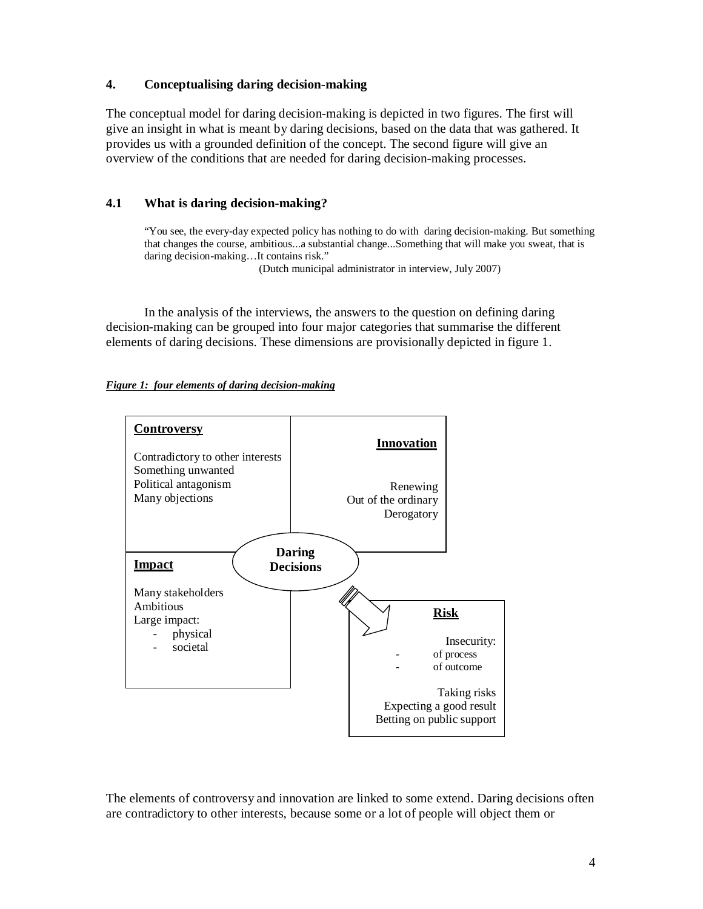## 4. Conceptualising daring decision-making

The conceptual model for daring decision-making is depicted in two figures. The first will give an insight in what is meant by daring decisions, based on the data that was gathered. It provides us with a grounded definition of the concept. The second figure will give an overview of the conditions that are needed for daring decision-making processes.

### 4.1 What is daring decision-making?

> "You see, the every-day expected policy has nothing to do with daring decision-making. But something that changes the course, ambitious...a substantial change...Something that will make you sweat, that is daring decision-making…It contains risk."
>
> (Dutch municipal administrator in interview, July 2007)

In the analysis of the interviews, the answers to the question on defining daring decision-making can be grouped into four major categories that summarise the different elements of daring decisions. These dimensions are provisionally depicted in figure 1.

***Figure 1: four elements of daring decision-making***

**Daring Decisions**

**Controversy**

- Contradictory to other interests
- Something unwanted
- Political antagonism
- Many objections

**Innovation**

- Renewing
- Out of the ordinary
- Derogatory

**Impact**

- Many stakeholders
- Ambitious
- Large impact:
  - physical
  - societal

**Risk**

- Insecurity:
  - of process
  - of outcome
- Taking risks
- Expecting a good result
- Betting on public support

The elements of controversy and innovation are linked to some extend. Daring decisions often are contradictory to other interests, because some or a lot of people will object them or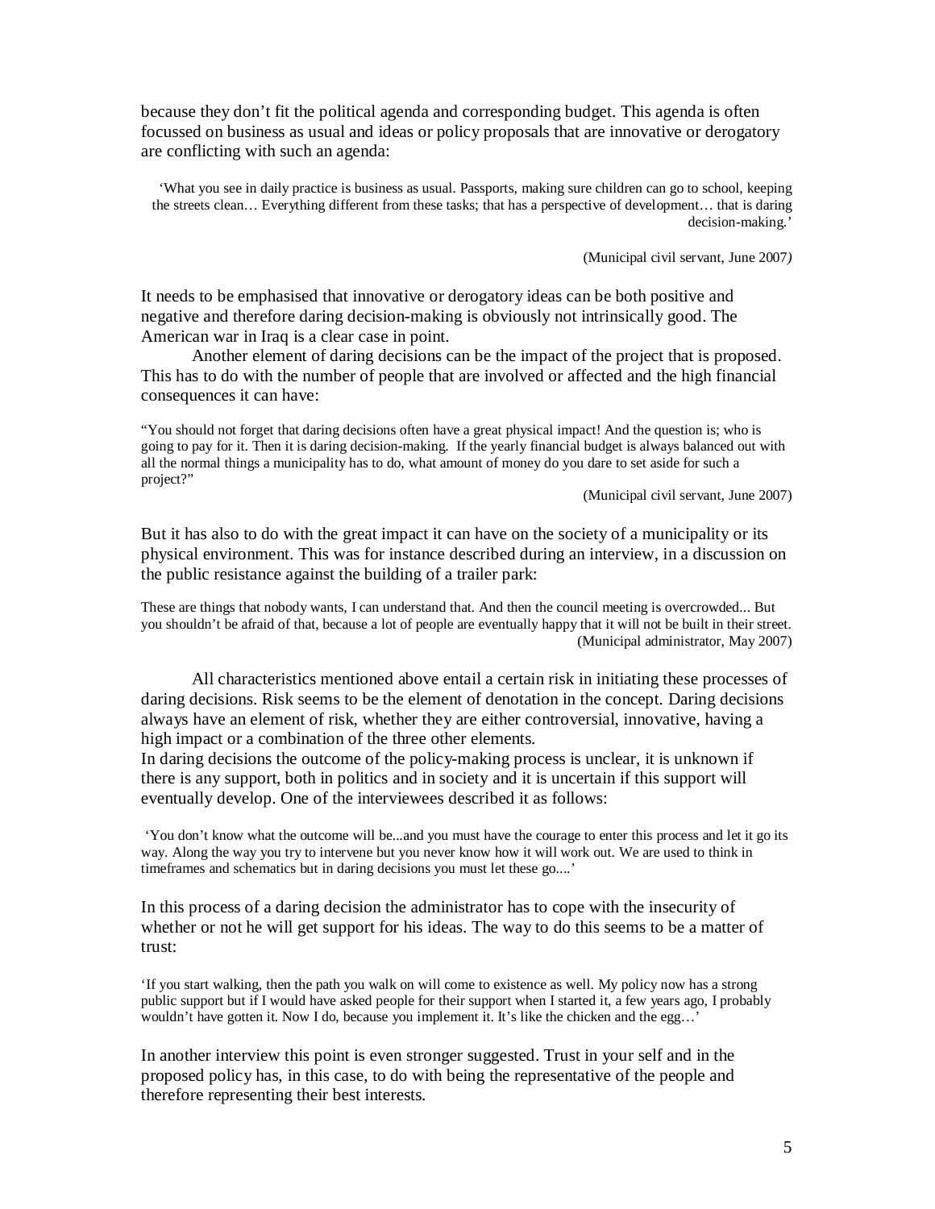because they don't fit the political agenda and corresponding budget. This agenda is often focussed on business as usual and ideas or policy proposals that are innovative or derogatory are conflicting with such an agenda:

> 'What you see in daily practice is business as usual. Passports, making sure children can go to school, keeping the streets clean… Everything different from these tasks; that has a perspective of development… that is daring decision-making.'
>
> (Municipal civil servant, June 2007)

It needs to be emphasised that innovative or derogatory ideas can be both positive and negative and therefore daring decision-making is obviously not intrinsically good. The American war in Iraq is a clear case in point.

Another element of daring decisions can be the impact of the project that is proposed. This has to do with the number of people that are involved or affected and the high financial consequences it can have:

> "You should not forget that daring decisions often have a great physical impact! And the question is; who is going to pay for it. Then it is daring decision-making. If the yearly financial budget is always balanced out with all the normal things a municipality has to do, what amount of money do you dare to set aside for such a project?"
>
> (Municipal civil servant, June 2007)

But it has also to do with the great impact it can have on the society of a municipality or its physical environment. This was for instance described during an interview, in a discussion on the public resistance against the building of a trailer park:

> These are things that nobody wants, I can understand that. And then the council meeting is overcrowded... But you shouldn't be afraid of that, because a lot of people are eventually happy that it will not be built in their street.
>
> (Municipal administrator, May 2007)

All characteristics mentioned above entail a certain risk in initiating these processes of daring decisions. Risk seems to be the element of denotation in the concept. Daring decisions always have an element of risk, whether they are either controversial, innovative, having a high impact or a combination of the three other elements.

In daring decisions the outcome of the policy-making process is unclear, it is unknown if there is any support, both in politics and in society and it is uncertain if this support will eventually develop. One of the interviewees described it as follows:

> 'You don't know what the outcome will be...and you must have the courage to enter this process and let it go its way. Along the way you try to intervene but you never know how it will work out. We are used to think in timeframes and schematics but in daring decisions you must let these go....'

In this process of a daring decision the administrator has to cope with the insecurity of whether or not he will get support for his ideas. The way to do this seems to be a matter of trust:

> 'If you start walking, then the path you walk on will come to existence as well. My policy now has a strong public support but if I would have asked people for their support when I started it, a few years ago, I probably wouldn't have gotten it. Now I do, because you implement it. It's like the chicken and the egg…'

In another interview this point is even stronger suggested. Trust in your self and in the proposed policy has, in this case, to do with being the representative of the people and therefore representing their best interests.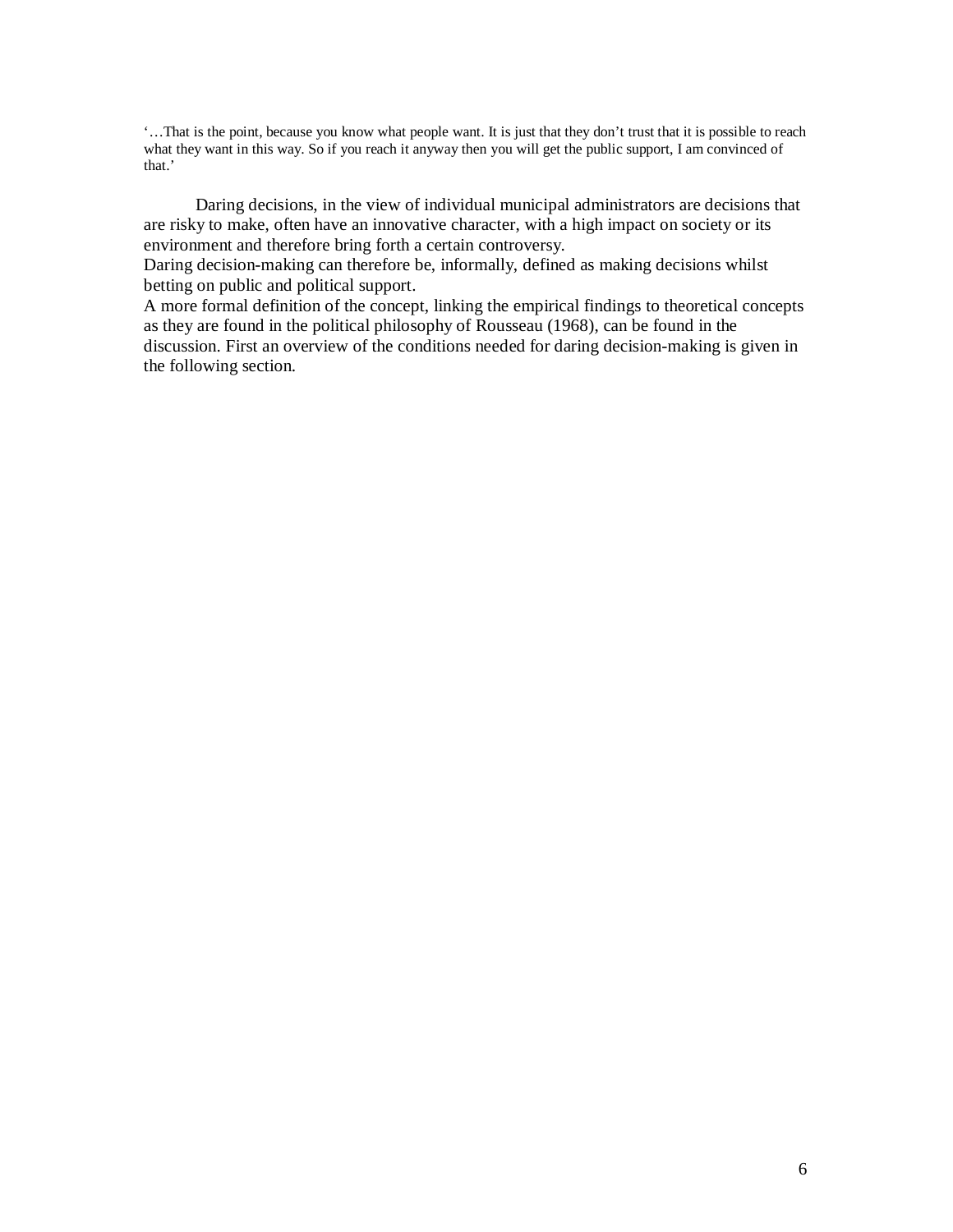'…That is the point, because you know what people want. It is just that they don't trust that it is possible to reach what they want in this way. So if you reach it anyway then you will get the public support, I am convinced of that.'

Daring decisions, in the view of individual municipal administrators are decisions that are risky to make, often have an innovative character, with a high impact on society or its environment and therefore bring forth a certain controversy.
Daring decision-making can therefore be, informally, defined as making decisions whilst betting on public and political support.
A more formal definition of the concept, linking the empirical findings to theoretical concepts as they are found in the political philosophy of Rousseau (1968), can be found in the discussion. First an overview of the conditions needed for daring decision-making is given in the following section.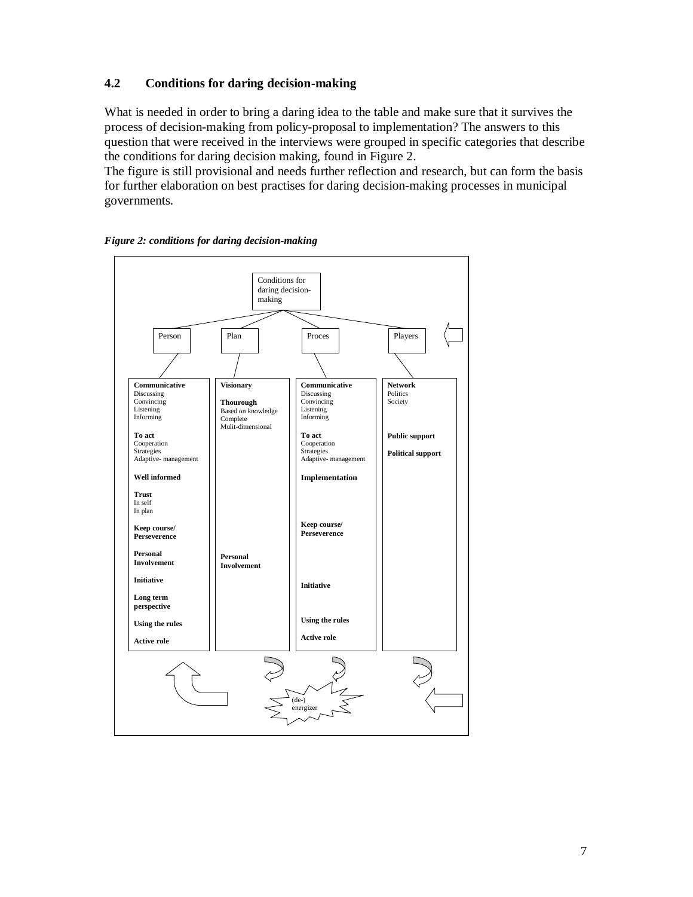### 4.2 Conditions for daring decision-making

What is needed in order to bring a daring idea to the table and make sure that it survives the process of decision-making from policy-proposal to implementation? The answers to this question that were received in the interviews were grouped in specific categories that describe the conditions for daring decision making, found in Figure 2.

The figure is still provisional and needs further reflection and research, but can form the basis for further elaboration on best practises for daring decision-making processes in municipal governments.

*Figure 2: conditions for daring decision-making*

Conditions for daring decision-making

| Person | Plan | Proces | Players |
|---|---|---|---|
| **Communicative**<br>Discussing<br>Convincing<br>Listening<br>Informing | **Visionary** | **Communicative**<br>Discussing<br>Convincing<br>Listening<br>Informing | **Network**<br>Politics<br>Society |
| | **Thourough**<br>Based on knowledge<br>Complete<br>Mulit-dimensional | | |
| **To act**<br>Cooperation<br>Strategies<br>Adaptive- management | | **To act**<br>Cooperation<br>Strategies<br>Adaptive- management | **Public support**<br><br>**Political support** |
| **Well informed** | | **Implementation** | |
| **Trust**<br>In self<br>In plan | | | |
| **Keep course/ Perseverence** | | **Keep course/ Perseverence** | |
| **Personal Involvement** | **Personal Involvement** | | |
| **Initiative** | | **Initiative** | |
| **Long term perspective** | | | |
| **Using the rules** | | **Using the rules** | |
| **Active role** | | **Active role** | |

(de-) energizer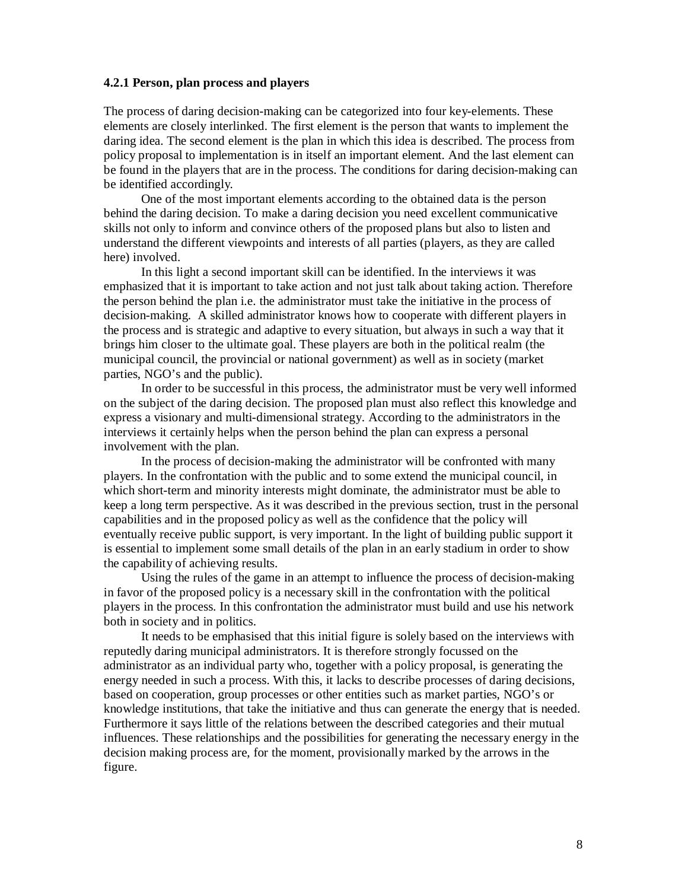### 4.2.1 Person, plan process and players

The process of daring decision-making can be categorized into four key-elements. These elements are closely interlinked. The first element is the person that wants to implement the daring idea. The second element is the plan in which this idea is described. The process from policy proposal to implementation is in itself an important element. And the last element can be found in the players that are in the process. The conditions for daring decision-making can be identified accordingly.

One of the most important elements according to the obtained data is the person behind the daring decision. To make a daring decision you need excellent communicative skills not only to inform and convince others of the proposed plans but also to listen and understand the different viewpoints and interests of all parties (players, as they are called here) involved.

In this light a second important skill can be identified. In the interviews it was emphasized that it is important to take action and not just talk about taking action. Therefore the person behind the plan i.e. the administrator must take the initiative in the process of decision-making. A skilled administrator knows how to cooperate with different players in the process and is strategic and adaptive to every situation, but always in such a way that it brings him closer to the ultimate goal. These players are both in the political realm (the municipal council, the provincial or national government) as well as in society (market parties, NGO's and the public).

In order to be successful in this process, the administrator must be very well informed on the subject of the daring decision. The proposed plan must also reflect this knowledge and express a visionary and multi-dimensional strategy. According to the administrators in the interviews it certainly helps when the person behind the plan can express a personal involvement with the plan.

In the process of decision-making the administrator will be confronted with many players. In the confrontation with the public and to some extend the municipal council, in which short-term and minority interests might dominate, the administrator must be able to keep a long term perspective. As it was described in the previous section, trust in the personal capabilities and in the proposed policy as well as the confidence that the policy will eventually receive public support, is very important. In the light of building public support it is essential to implement some small details of the plan in an early stadium in order to show the capability of achieving results.

Using the rules of the game in an attempt to influence the process of decision-making in favor of the proposed policy is a necessary skill in the confrontation with the political players in the process. In this confrontation the administrator must build and use his network both in society and in politics.

It needs to be emphasised that this initial figure is solely based on the interviews with reputedly daring municipal administrators. It is therefore strongly focussed on the administrator as an individual party who, together with a policy proposal, is generating the energy needed in such a process. With this, it lacks to describe processes of daring decisions, based on cooperation, group processes or other entities such as market parties, NGO's or knowledge institutions, that take the initiative and thus can generate the energy that is needed. Furthermore it says little of the relations between the described categories and their mutual influences. These relationships and the possibilities for generating the necessary energy in the decision making process are, for the moment, provisionally marked by the arrows in the figure.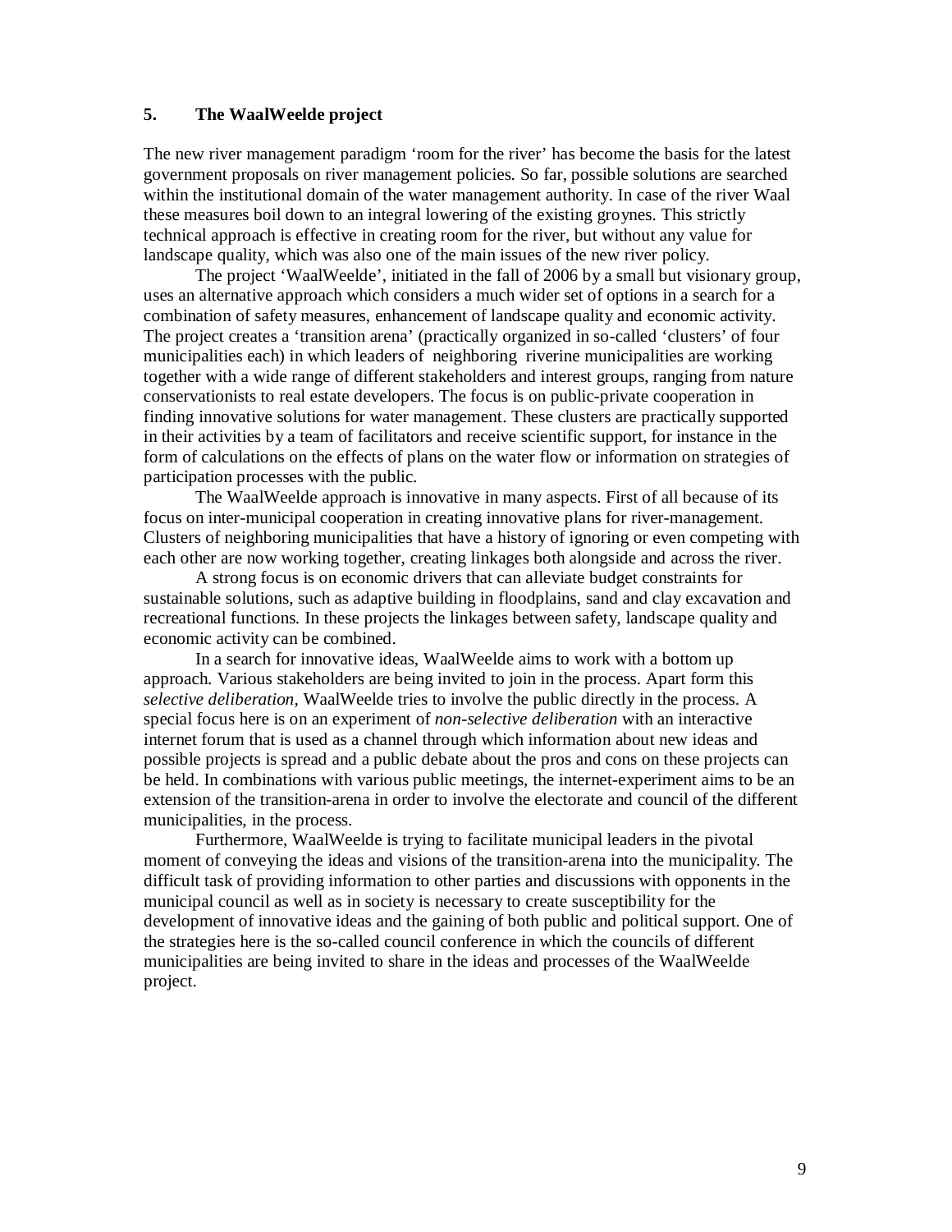## 5. The WaalWeelde project

The new river management paradigm 'room for the river' has become the basis for the latest government proposals on river management policies. So far, possible solutions are searched within the institutional domain of the water management authority. In case of the river Waal these measures boil down to an integral lowering of the existing groynes. This strictly technical approach is effective in creating room for the river, but without any value for landscape quality, which was also one of the main issues of the new river policy.

The project 'WaalWeelde', initiated in the fall of 2006 by a small but visionary group, uses an alternative approach which considers a much wider set of options in a search for a combination of safety measures, enhancement of landscape quality and economic activity. The project creates a 'transition arena' (practically organized in so-called 'clusters' of four municipalities each) in which leaders of neighboring riverine municipalities are working together with a wide range of different stakeholders and interest groups, ranging from nature conservationists to real estate developers. The focus is on public-private cooperation in finding innovative solutions for water management. These clusters are practically supported in their activities by a team of facilitators and receive scientific support, for instance in the form of calculations on the effects of plans on the water flow or information on strategies of participation processes with the public.

The WaalWeelde approach is innovative in many aspects. First of all because of its focus on inter-municipal cooperation in creating innovative plans for river-management. Clusters of neighboring municipalities that have a history of ignoring or even competing with each other are now working together, creating linkages both alongside and across the river.

A strong focus is on economic drivers that can alleviate budget constraints for sustainable solutions, such as adaptive building in floodplains, sand and clay excavation and recreational functions. In these projects the linkages between safety, landscape quality and economic activity can be combined.

In a search for innovative ideas, WaalWeelde aims to work with a bottom up approach. Various stakeholders are being invited to join in the process. Apart form this *selective deliberation*, WaalWeelde tries to involve the public directly in the process. A special focus here is on an experiment of *non-selective deliberation* with an interactive internet forum that is used as a channel through which information about new ideas and possible projects is spread and a public debate about the pros and cons on these projects can be held. In combinations with various public meetings, the internet-experiment aims to be an extension of the transition-arena in order to involve the electorate and council of the different municipalities, in the process.

Furthermore, WaalWeelde is trying to facilitate municipal leaders in the pivotal moment of conveying the ideas and visions of the transition-arena into the municipality. The difficult task of providing information to other parties and discussions with opponents in the municipal council as well as in society is necessary to create susceptibility for the development of innovative ideas and the gaining of both public and political support. One of the strategies here is the so-called council conference in which the councils of different municipalities are being invited to share in the ideas and processes of the WaalWeelde project.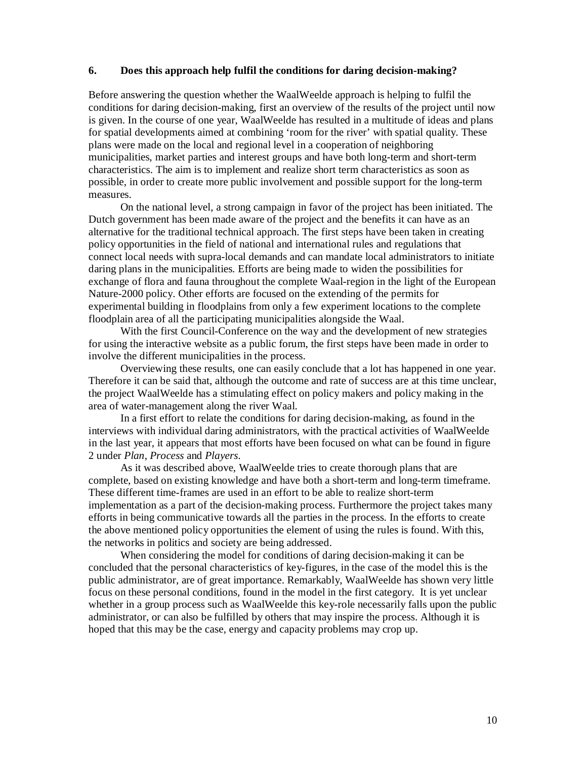## 6. Does this approach help fulfil the conditions for daring decision-making?

Before answering the question whether the WaalWeelde approach is helping to fulfil the conditions for daring decision-making, first an overview of the results of the project until now is given. In the course of one year, WaalWeelde has resulted in a multitude of ideas and plans for spatial developments aimed at combining 'room for the river' with spatial quality. These plans were made on the local and regional level in a cooperation of neighboring municipalities, market parties and interest groups and have both long-term and short-term characteristics. The aim is to implement and realize short term characteristics as soon as possible, in order to create more public involvement and possible support for the long-term measures.

On the national level, a strong campaign in favor of the project has been initiated. The Dutch government has been made aware of the project and the benefits it can have as an alternative for the traditional technical approach. The first steps have been taken in creating policy opportunities in the field of national and international rules and regulations that connect local needs with supra-local demands and can mandate local administrators to initiate daring plans in the municipalities. Efforts are being made to widen the possibilities for exchange of flora and fauna throughout the complete Waal-region in the light of the European Nature-2000 policy. Other efforts are focused on the extending of the permits for experimental building in floodplains from only a few experiment locations to the complete floodplain area of all the participating municipalities alongside the Waal.

With the first Council-Conference on the way and the development of new strategies for using the interactive website as a public forum, the first steps have been made in order to involve the different municipalities in the process.

Overviewing these results, one can easily conclude that a lot has happened in one year. Therefore it can be said that, although the outcome and rate of success are at this time unclear, the project WaalWeelde has a stimulating effect on policy makers and policy making in the area of water-management along the river Waal.

In a first effort to relate the conditions for daring decision-making, as found in the interviews with individual daring administrators, with the practical activities of WaalWeelde in the last year, it appears that most efforts have been focused on what can be found in figure 2 under *Plan*, *Process* and *Players*.

As it was described above, WaalWeelde tries to create thorough plans that are complete, based on existing knowledge and have both a short-term and long-term timeframe. These different time-frames are used in an effort to be able to realize short-term implementation as a part of the decision-making process. Furthermore the project takes many efforts in being communicative towards all the parties in the process. In the efforts to create the above mentioned policy opportunities the element of using the rules is found. With this, the networks in politics and society are being addressed.

When considering the model for conditions of daring decision-making it can be concluded that the personal characteristics of key-figures, in the case of the model this is the public administrator, are of great importance. Remarkably, WaalWeelde has shown very little focus on these personal conditions, found in the model in the first category. It is yet unclear whether in a group process such as WaalWeelde this key-role necessarily falls upon the public administrator, or can also be fulfilled by others that may inspire the process. Although it is hoped that this may be the case, energy and capacity problems may crop up.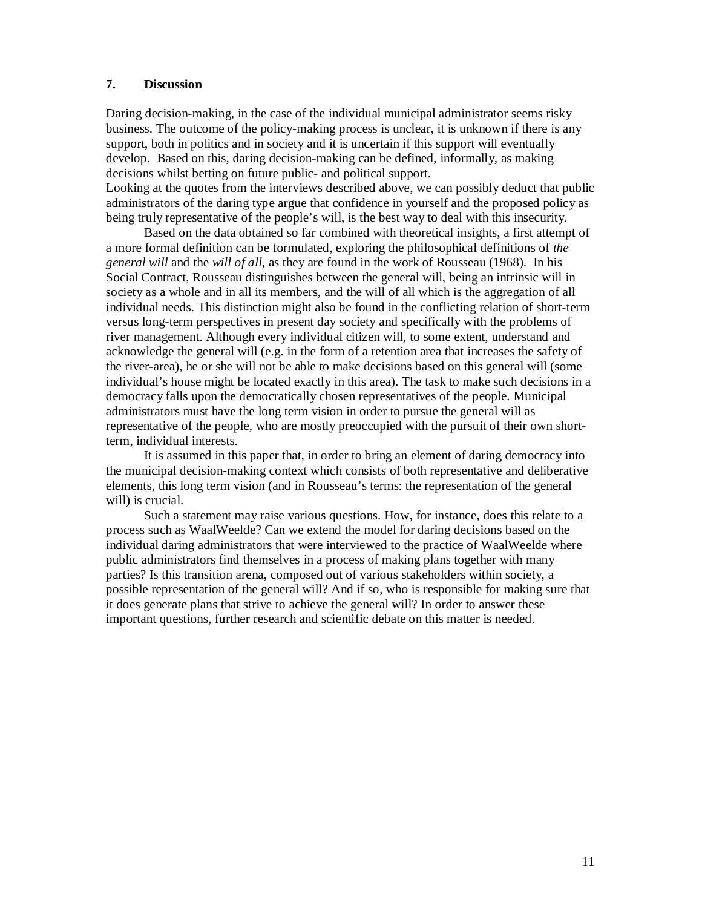## 7. Discussion

Daring decision-making, in the case of the individual municipal administrator seems risky business. The outcome of the policy-making process is unclear, it is unknown if there is any support, both in politics and in society and it is uncertain if this support will eventually develop. Based on this, daring decision-making can be defined, informally, as making decisions whilst betting on future public- and political support.
Looking at the quotes from the interviews described above, we can possibly deduct that public administrators of the daring type argue that confidence in yourself and the proposed policy as being truly representative of the people's will, is the best way to deal with this insecurity.

Based on the data obtained so far combined with theoretical insights, a first attempt of a more formal definition can be formulated, exploring the philosophical definitions of *the general will* and the *will of all*, as they are found in the work of Rousseau (1968). In his Social Contract, Rousseau distinguishes between the general will, being an intrinsic will in society as a whole and in all its members, and the will of all which is the aggregation of all individual needs. This distinction might also be found in the conflicting relation of short-term versus long-term perspectives in present day society and specifically with the problems of river management. Although every individual citizen will, to some extent, understand and acknowledge the general will (e.g. in the form of a retention area that increases the safety of the river-area), he or she will not be able to make decisions based on this general will (some individual's house might be located exactly in this area). The task to make such decisions in a democracy falls upon the democratically chosen representatives of the people. Municipal administrators must have the long term vision in order to pursue the general will as representative of the people, who are mostly preoccupied with the pursuit of their own short-term, individual interests.

It is assumed in this paper that, in order to bring an element of daring democracy into the municipal decision-making context which consists of both representative and deliberative elements, this long term vision (and in Rousseau's terms: the representation of the general will) is crucial.

Such a statement may raise various questions. How, for instance, does this relate to a process such as WaalWeelde? Can we extend the model for daring decisions based on the individual daring administrators that were interviewed to the practice of WaalWeelde where public administrators find themselves in a process of making plans together with many parties? Is this transition arena, composed out of various stakeholders within society, a possible representation of the general will? And if so, who is responsible for making sure that it does generate plans that strive to achieve the general will? In order to answer these important questions, further research and scientific debate on this matter is needed.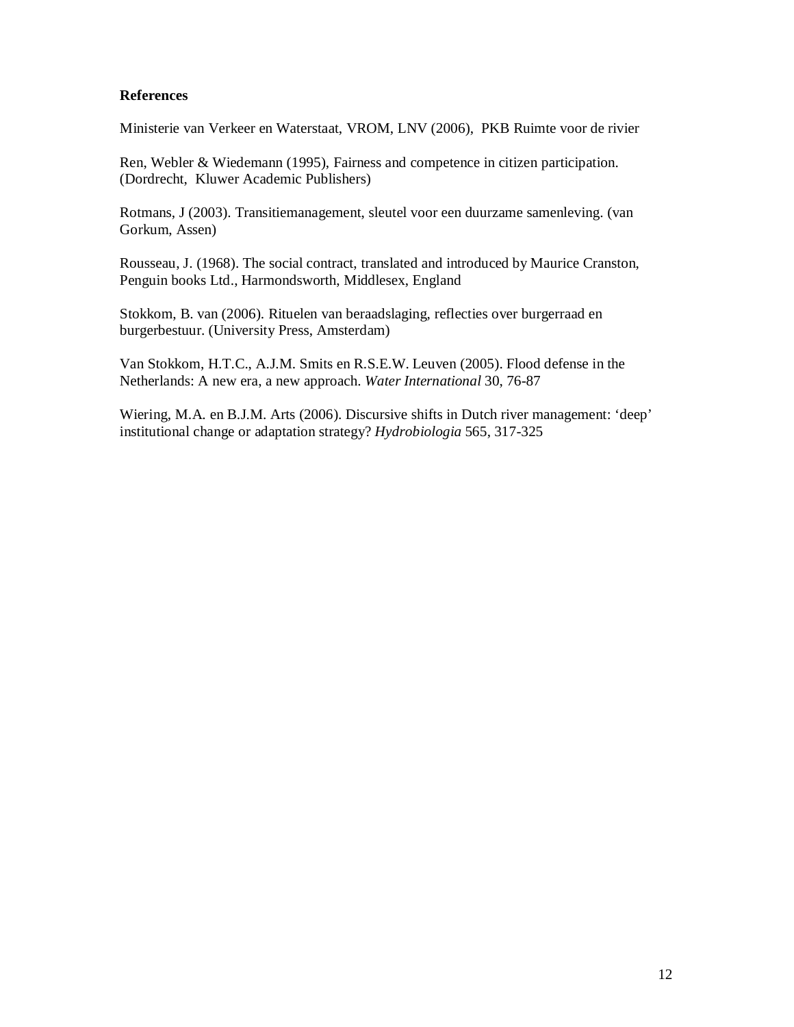**References**

Ministerie van Verkeer en Waterstaat, VROM, LNV (2006), PKB Ruimte voor de rivier

Ren, Webler & Wiedemann (1995), Fairness and competence in citizen participation. (Dordrecht, Kluwer Academic Publishers)

Rotmans, J (2003). Transitiemanagement, sleutel voor een duurzame samenleving. (van Gorkum, Assen)

Rousseau, J. (1968). The social contract, translated and introduced by Maurice Cranston, Penguin books Ltd., Harmondsworth, Middlesex, England

Stokkom, B. van (2006). Rituelen van beraadslaging, reflecties over burgerraad en burgerbestuur. (University Press, Amsterdam)

Van Stokkom, H.T.C., A.J.M. Smits en R.S.E.W. Leuven (2005). Flood defense in the Netherlands: A new era, a new approach. *Water International* 30, 76-87

Wiering, M.A. en B.J.M. Arts (2006). Discursive shifts in Dutch river management: 'deep' institutional change or adaptation strategy? *Hydrobiologia* 565, 317-325